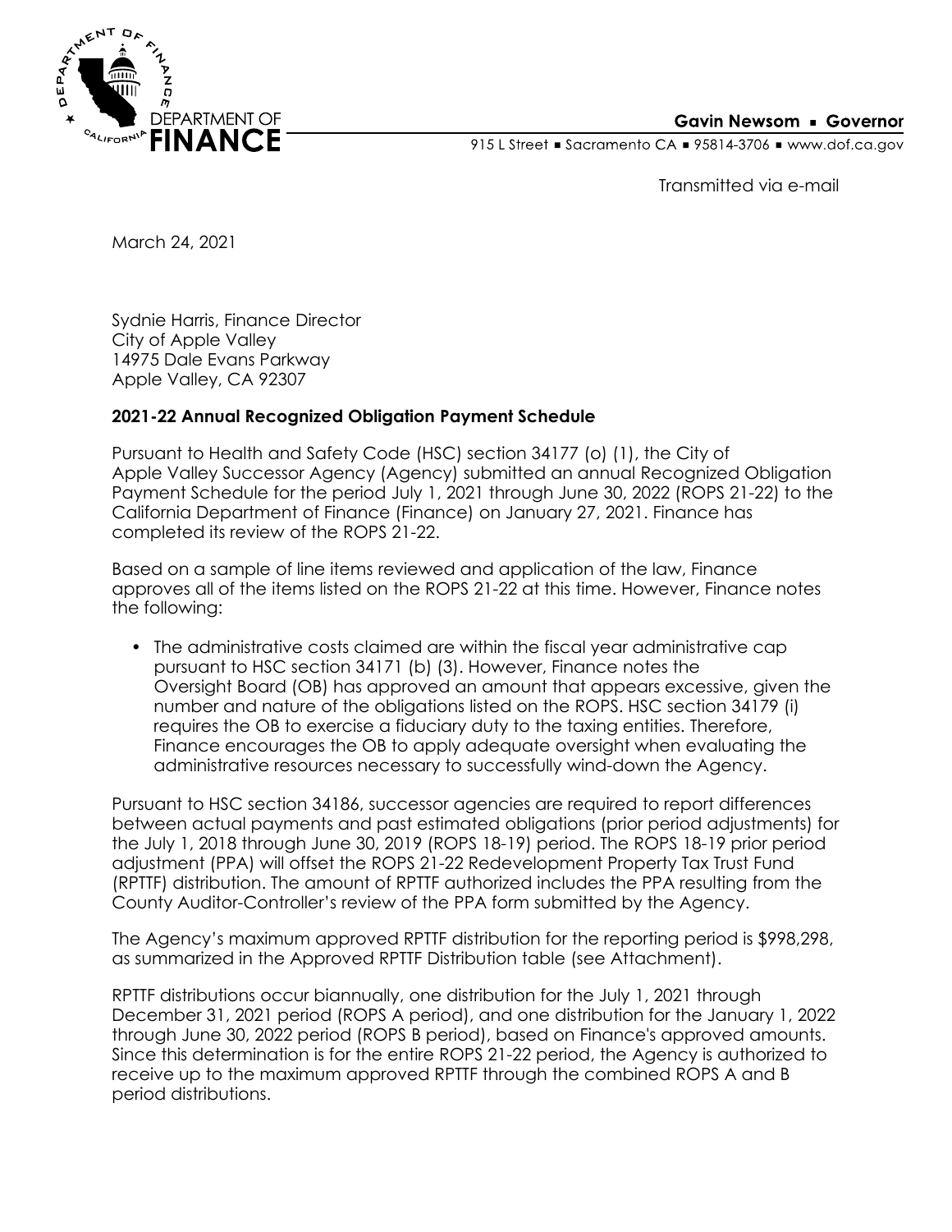DEPARTMENT OF FINANCE

**Gavin Newsom ▪ Governor**

915 L Street ▪ Sacramento CA ▪ 95814-3706 ▪ www.dof.ca.gov

Transmitted via e-mail

March 24, 2021

Sydnie Harris, Finance Director
City of Apple Valley
14975 Dale Evans Parkway
Apple Valley, CA 92307

**2021-22 Annual Recognized Obligation Payment Schedule**

Pursuant to Health and Safety Code (HSC) section 34177 (o) (1), the City of Apple Valley Successor Agency (Agency) submitted an annual Recognized Obligation Payment Schedule for the period July 1, 2021 through June 30, 2022 (ROPS 21-22) to the California Department of Finance (Finance) on January 27, 2021. Finance has completed its review of the ROPS 21-22.

Based on a sample of line items reviewed and application of the law, Finance approves all of the items listed on the ROPS 21-22 at this time. However, Finance notes the following:

- The administrative costs claimed are within the fiscal year administrative cap pursuant to HSC section 34171 (b) (3). However, Finance notes the Oversight Board (OB) has approved an amount that appears excessive, given the number and nature of the obligations listed on the ROPS. HSC section 34179 (i) requires the OB to exercise a fiduciary duty to the taxing entities. Therefore, Finance encourages the OB to apply adequate oversight when evaluating the administrative resources necessary to successfully wind-down the Agency.

Pursuant to HSC section 34186, successor agencies are required to report differences between actual payments and past estimated obligations (prior period adjustments) for the July 1, 2018 through June 30, 2019 (ROPS 18-19) period. The ROPS 18-19 prior period adjustment (PPA) will offset the ROPS 21-22 Redevelopment Property Tax Trust Fund (RPTTF) distribution. The amount of RPTTF authorized includes the PPA resulting from the County Auditor-Controller's review of the PPA form submitted by the Agency.

The Agency's maximum approved RPTTF distribution for the reporting period is $998,298, as summarized in the Approved RPTTF Distribution table (see Attachment).

RPTTF distributions occur biannually, one distribution for the July 1, 2021 through December 31, 2021 period (ROPS A period), and one distribution for the January 1, 2022 through June 30, 2022 period (ROPS B period), based on Finance's approved amounts. Since this determination is for the entire ROPS 21-22 period, the Agency is authorized to receive up to the maximum approved RPTTF through the combined ROPS A and B period distributions.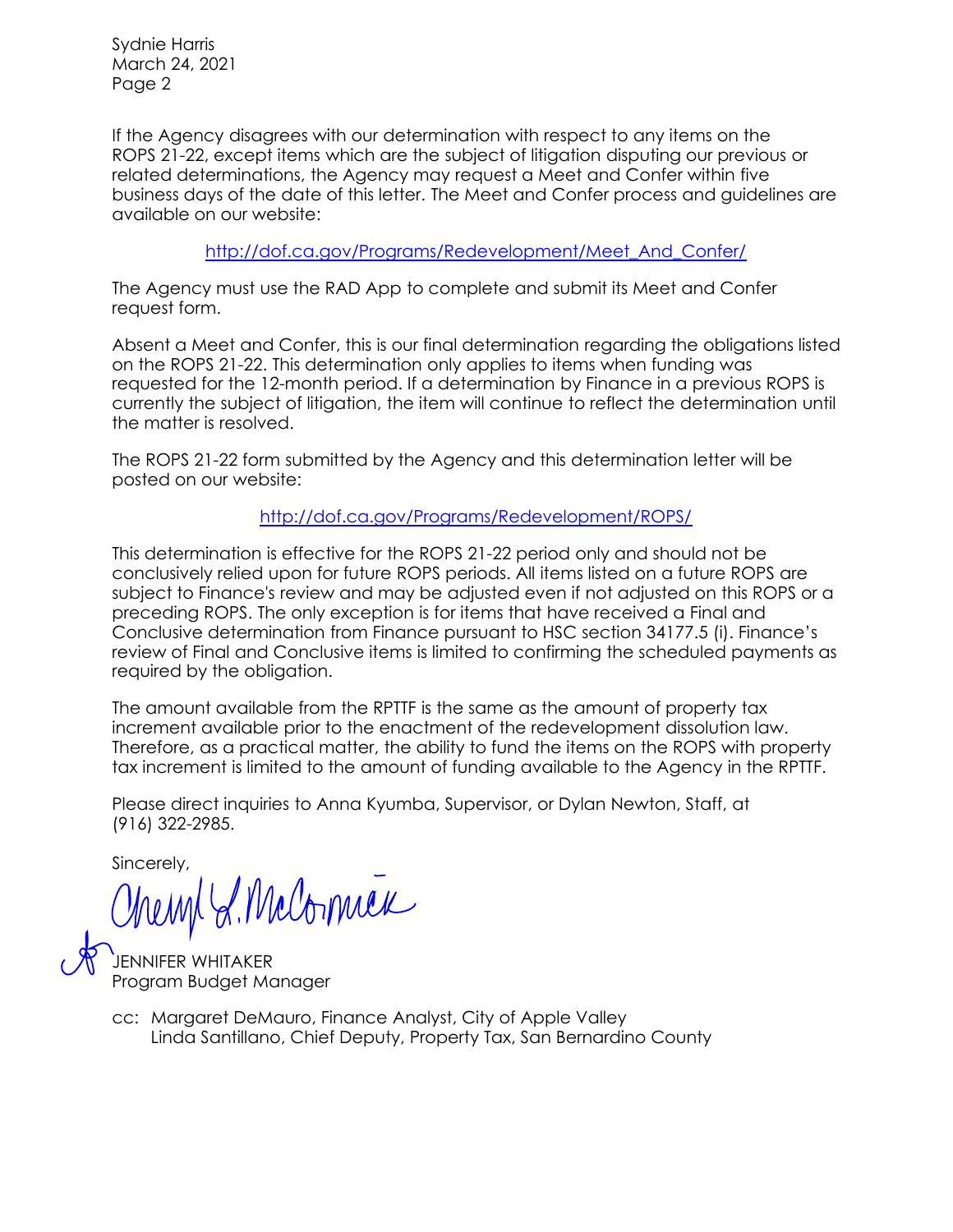If the Agency disagrees with our determination with respect to any items on the ROPS 21-22, except items which are the subject of litigation disputing our previous or related determinations, the Agency may request a Meet and Confer within five business days of the date of this letter. The Meet and Confer process and guidelines are available on our website:

http://dof.ca.gov/Programs/Redevelopment/Meet_And_Confer/

The Agency must use the RAD App to complete and submit its Meet and Confer request form.

Absent a Meet and Confer, this is our final determination regarding the obligations listed on the ROPS 21-22. This determination only applies to items when funding was requested for the 12-month period. If a determination by Finance in a previous ROPS is currently the subject of litigation, the item will continue to reflect the determination until the matter is resolved.

The ROPS 21-22 form submitted by the Agency and this determination letter will be posted on our website:

http://dof.ca.gov/Programs/Redevelopment/ROPS/

This determination is effective for the ROPS 21-22 period only and should not be conclusively relied upon for future ROPS periods. All items listed on a future ROPS are subject to Finance's review and may be adjusted even if not adjusted on this ROPS or a preceding ROPS. The only exception is for items that have received a Final and Conclusive determination from Finance pursuant to HSC section 34177.5 (i). Finance's review of Final and Conclusive items is limited to confirming the scheduled payments as required by the obligation.

The amount available from the RPTTF is the same as the amount of property tax increment available prior to the enactment of the redevelopment dissolution law. Therefore, as a practical matter, the ability to fund the items on the ROPS with property tax increment is limited to the amount of funding available to the Agency in the RPTTF.

Please direct inquiries to Anna Kyumba, Supervisor, or Dylan Newton, Staff, at (916) 322-2985.

Sincerely,

Cheryl L. McCormick

JENNIFER WHITAKER
Program Budget Manager

cc: Margaret DeMauro, Finance Analyst, City of Apple Valley
    Linda Santillano, Chief Deputy, Property Tax, San Bernardino County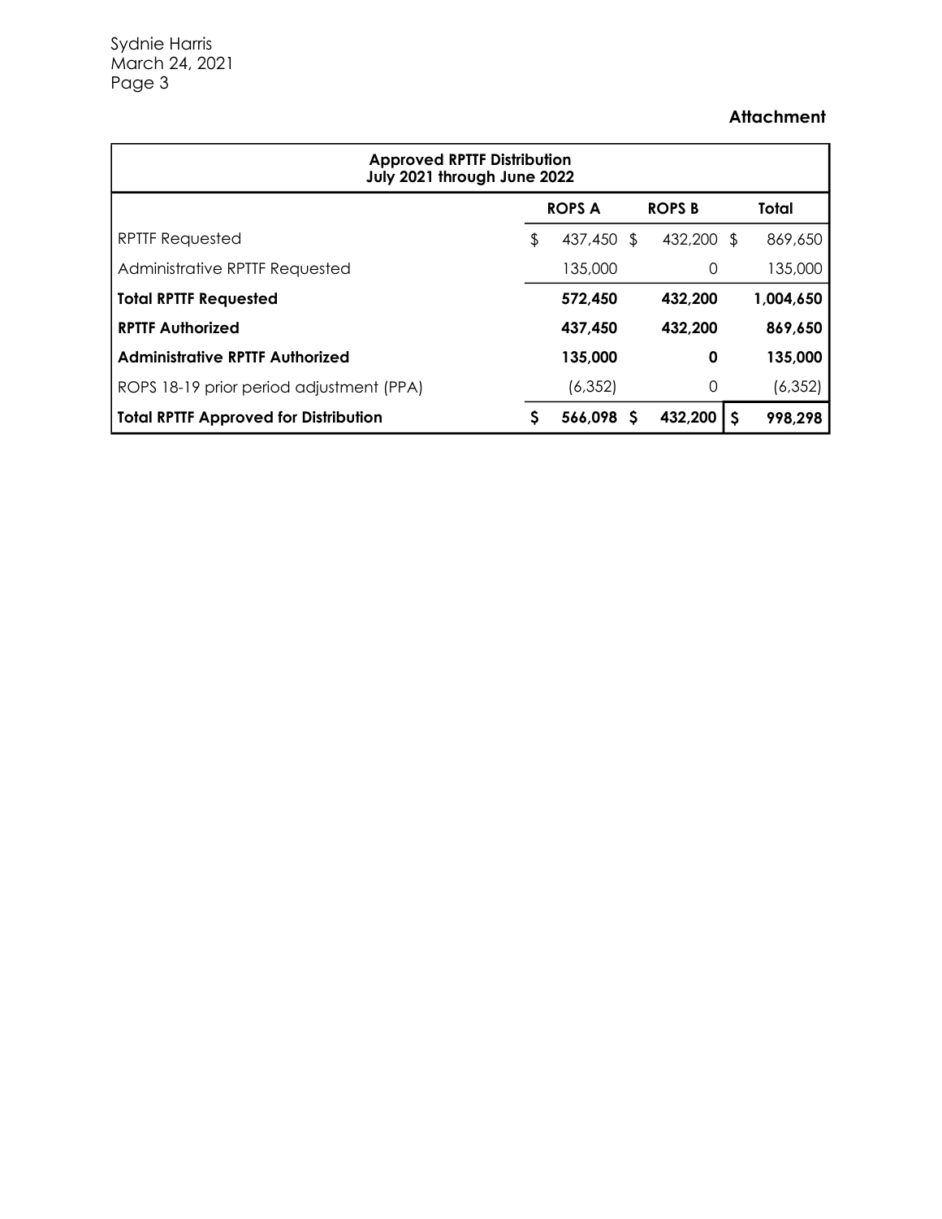**Attachment**

| Approved RPTTF Distribution July 2021 through June 2022 | | | |
|---|---|---|---|
| | **ROPS A** | **ROPS B** | **Total** |
| RPTTF Requested | $ 437,450 | $ 432,200 | $ 869,650 |
| Administrative RPTTF Requested | 135,000 | 0 | 135,000 |
| **Total RPTTF Requested** | **572,450** | **432,200** | **1,004,650** |
| **RPTTF Authorized** | **437,450** | **432,200** | **869,650** |
| **Administrative RPTTF Authorized** | **135,000** | **0** | **135,000** |
| ROPS 18-19 prior period adjustment (PPA) | (6,352) | 0 | (6,352) |
| **Total RPTTF Approved for Distribution** | **$ 566,098** | **$ 432,200** | **$ 998,298** |